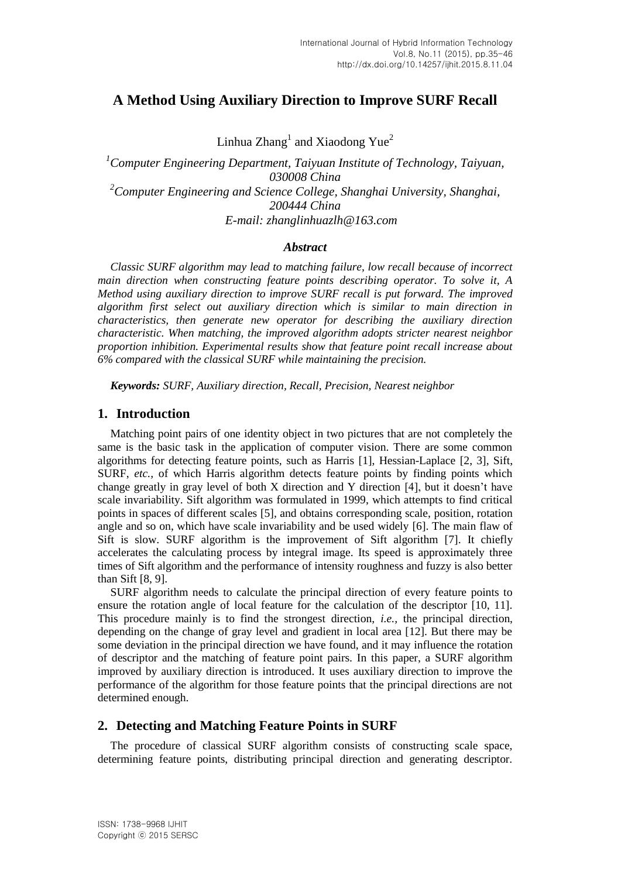# A Method Using Auxiliary Direction to Improve SURF Recall

Linhua Zhang[1] and Xiaodong Yue[2]

[1]*Computer Engineering Department, Taiyuan Institute of Technology, Taiyuan, 030008 China*
[2]*Computer Engineering and Science College, Shanghai University, Shanghai, 200444 China*
*E-mail: zhanglinhuazlh@163.com*

### *Abstract*

*Classic SURF algorithm may lead to matching failure, low recall because of incorrect main direction when constructing feature points describing operator. To solve it, A Method using auxiliary direction to improve SURF recall is put forward. The improved algorithm first select out auxiliary direction which is similar to main direction in characteristics, then generate new operator for describing the auxiliary direction characteristic. When matching, the improved algorithm adopts stricter nearest neighbor proportion inhibition. Experimental results show that feature point recall increase about 6% compared with the classical SURF while maintaining the precision.*

***Keywords:*** *SURF, Auxiliary direction, Recall, Precision, Nearest neighbor*

## 1. Introduction

Matching point pairs of one identity object in two pictures that are not completely the same is the basic task in the application of computer vision. There are some common algorithms for detecting feature points, such as Harris [1], Hessian-Laplace [2, 3], Sift, SURF, *etc.*, of which Harris algorithm detects feature points by finding points which change greatly in gray level of both X direction and Y direction [4], but it doesn't have scale invariability. Sift algorithm was formulated in 1999, which attempts to find critical points in spaces of different scales [5], and obtains corresponding scale, position, rotation angle and so on, which have scale invariability and be used widely [6]. The main flaw of Sift is slow. SURF algorithm is the improvement of Sift algorithm [7]. It chiefly accelerates the calculating process by integral image. Its speed is approximately three times of Sift algorithm and the performance of intensity roughness and fuzzy is also better than Sift [8, 9].

SURF algorithm needs to calculate the principal direction of every feature points to ensure the rotation angle of local feature for the calculation of the descriptor [10, 11]. This procedure mainly is to find the strongest direction, *i.e.*, the principal direction, depending on the change of gray level and gradient in local area [12]. But there may be some deviation in the principal direction we have found, and it may influence the rotation of descriptor and the matching of feature point pairs. In this paper, a SURF algorithm improved by auxiliary direction is introduced. It uses auxiliary direction to improve the performance of the algorithm for those feature points that the principal directions are not determined enough.

## 2. Detecting and Matching Feature Points in SURF

The procedure of classical SURF algorithm consists of constructing scale space, determining feature points, distributing principal direction and generating descriptor.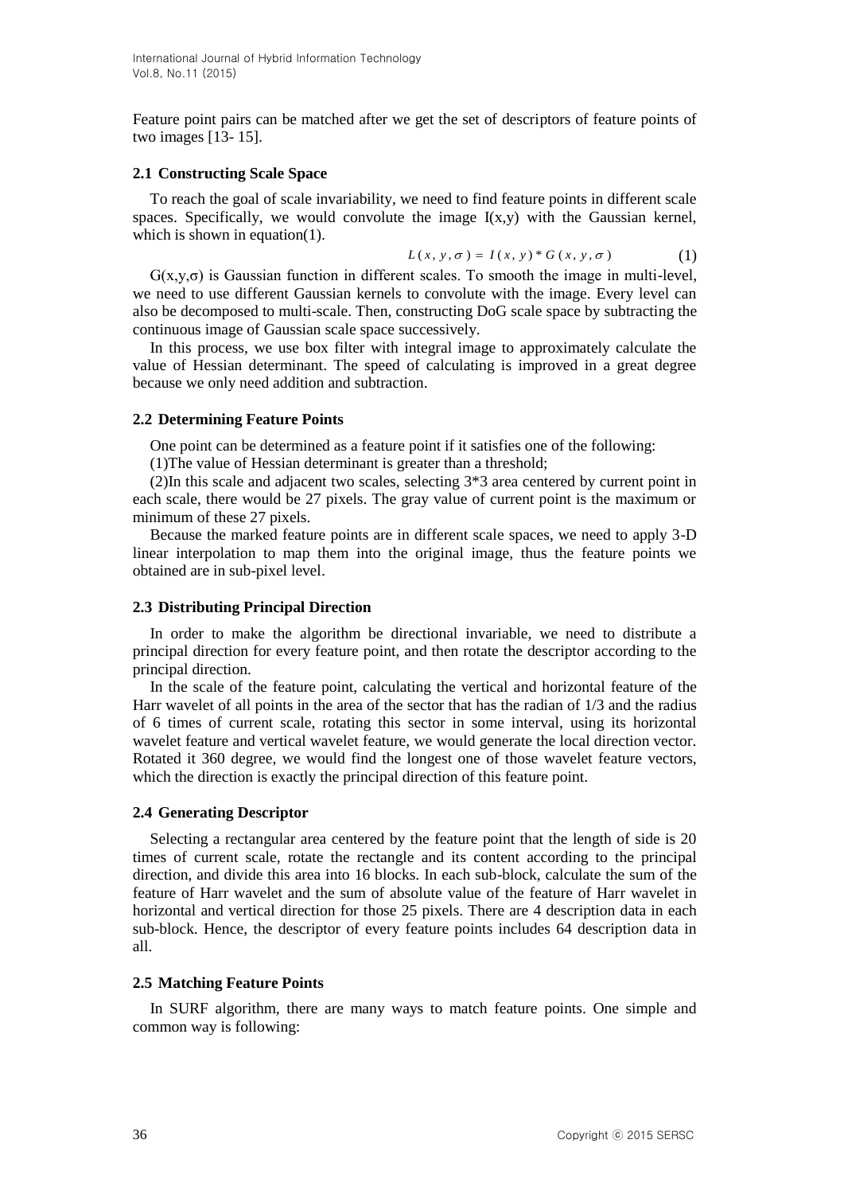Feature point pairs can be matched after we get the set of descriptors of feature points of two images [13- 15].

### 2.1 Constructing Scale Space

To reach the goal of scale invariability, we need to find feature points in different scale spaces. Specifically, we would convolute the image $I(x,y)$ with the Gaussian kernel, which is shown in equation(1).

$$L(x, y, \sigma) = I(x, y) * G(x, y, \sigma) \tag{1}$$

$G(x,y,\sigma)$ is Gaussian function in different scales. To smooth the image in multi-level, we need to use different Gaussian kernels to convolute with the image. Every level can also be decomposed to multi-scale. Then, constructing DoG scale space by subtracting the continuous image of Gaussian scale space successively.

In this process, we use box filter with integral image to approximately calculate the value of Hessian determinant. The speed of calculating is improved in a great degree because we only need addition and subtraction.

### 2.2 Determining Feature Points

One point can be determined as a feature point if it satisfies one of the following:

(1)The value of Hessian determinant is greater than a threshold;

(2)In this scale and adjacent two scales, selecting 3*3 area centered by current point in each scale, there would be 27 pixels. The gray value of current point is the maximum or minimum of these 27 pixels.

Because the marked feature points are in different scale spaces, we need to apply 3-D linear interpolation to map them into the original image, thus the feature points we obtained are in sub-pixel level.

### 2.3 Distributing Principal Direction

In order to make the algorithm be directional invariable, we need to distribute a principal direction for every feature point, and then rotate the descriptor according to the principal direction.

In the scale of the feature point, calculating the vertical and horizontal feature of the Harr wavelet of all points in the area of the sector that has the radian of 1/3 and the radius of 6 times of current scale, rotating this sector in some interval, using its horizontal wavelet feature and vertical wavelet feature, we would generate the local direction vector. Rotated it 360 degree, we would find the longest one of those wavelet feature vectors, which the direction is exactly the principal direction of this feature point.

### 2.4 Generating Descriptor

Selecting a rectangular area centered by the feature point that the length of side is 20 times of current scale, rotate the rectangle and its content according to the principal direction, and divide this area into 16 blocks. In each sub-block, calculate the sum of the feature of Harr wavelet and the sum of absolute value of the feature of Harr wavelet in horizontal and vertical direction for those 25 pixels. There are 4 description data in each sub-block. Hence, the descriptor of every feature points includes 64 description data in all.

### 2.5 Matching Feature Points

In SURF algorithm, there are many ways to match feature points. One simple and common way is following: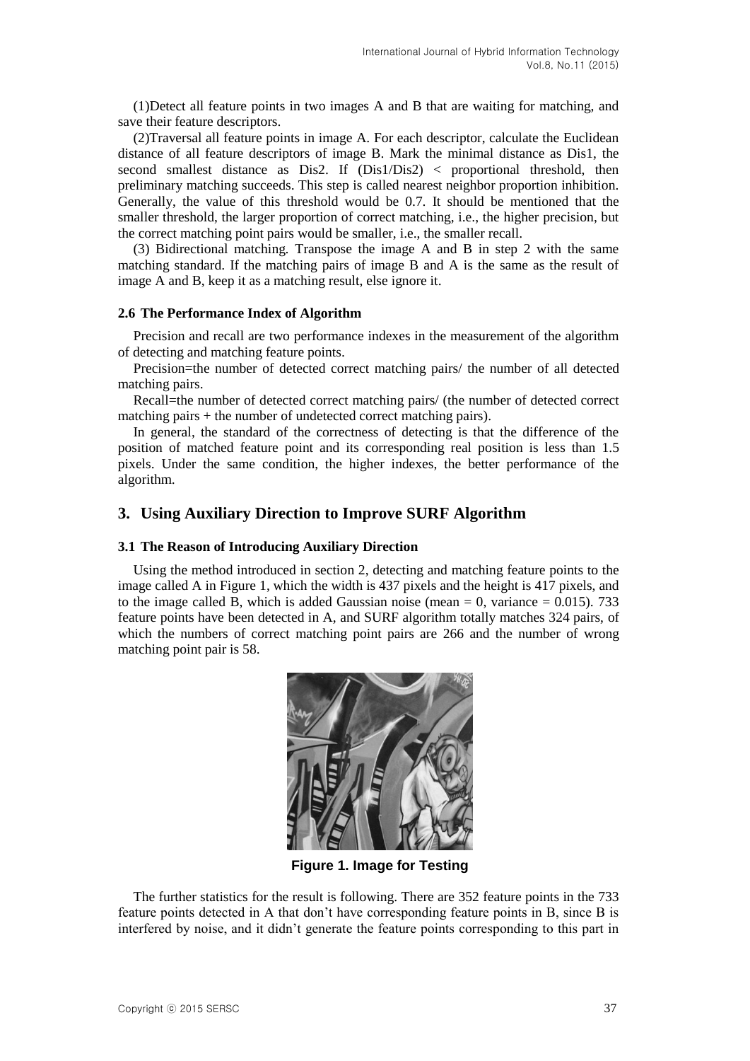(1)Detect all feature points in two images A and B that are waiting for matching, and save their feature descriptors.

(2)Traversal all feature points in image A. For each descriptor, calculate the Euclidean distance of all feature descriptors of image B. Mark the minimal distance as Dis1, the second smallest distance as Dis2. If (Dis1/Dis2) < proportional threshold, then preliminary matching succeeds. This step is called nearest neighbor proportion inhibition. Generally, the value of this threshold would be 0.7. It should be mentioned that the smaller threshold, the larger proportion of correct matching, i.e., the higher precision, but the correct matching point pairs would be smaller, i.e., the smaller recall.

(3) Bidirectional matching. Transpose the image A and B in step 2 with the same matching standard. If the matching pairs of image B and A is the same as the result of image A and B, keep it as a matching result, else ignore it.

### 2.6 The Performance Index of Algorithm

Precision and recall are two performance indexes in the measurement of the algorithm of detecting and matching feature points.

Precision=the number of detected correct matching pairs/ the number of all detected matching pairs.

Recall=the number of detected correct matching pairs/ (the number of detected correct matching pairs + the number of undetected correct matching pairs).

In general, the standard of the correctness of detecting is that the difference of the position of matched feature point and its corresponding real position is less than 1.5 pixels. Under the same condition, the higher indexes, the better performance of the algorithm.

## 3. Using Auxiliary Direction to Improve SURF Algorithm

### 3.1 The Reason of Introducing Auxiliary Direction

Using the method introduced in section 2, detecting and matching feature points to the image called A in Figure 1, which the width is 437 pixels and the height is 417 pixels, and to the image called B, which is added Gaussian noise (mean = 0, variance = 0.015). 733 feature points have been detected in A, and SURF algorithm totally matches 324 pairs, of which the numbers of correct matching point pairs are 266 and the number of wrong matching point pair is 58.

**Figure 1. Image for Testing**

The further statistics for the result is following. There are 352 feature points in the 733 feature points detected in A that don't have corresponding feature points in B, since B is interfered by noise, and it didn't generate the feature points corresponding to this part in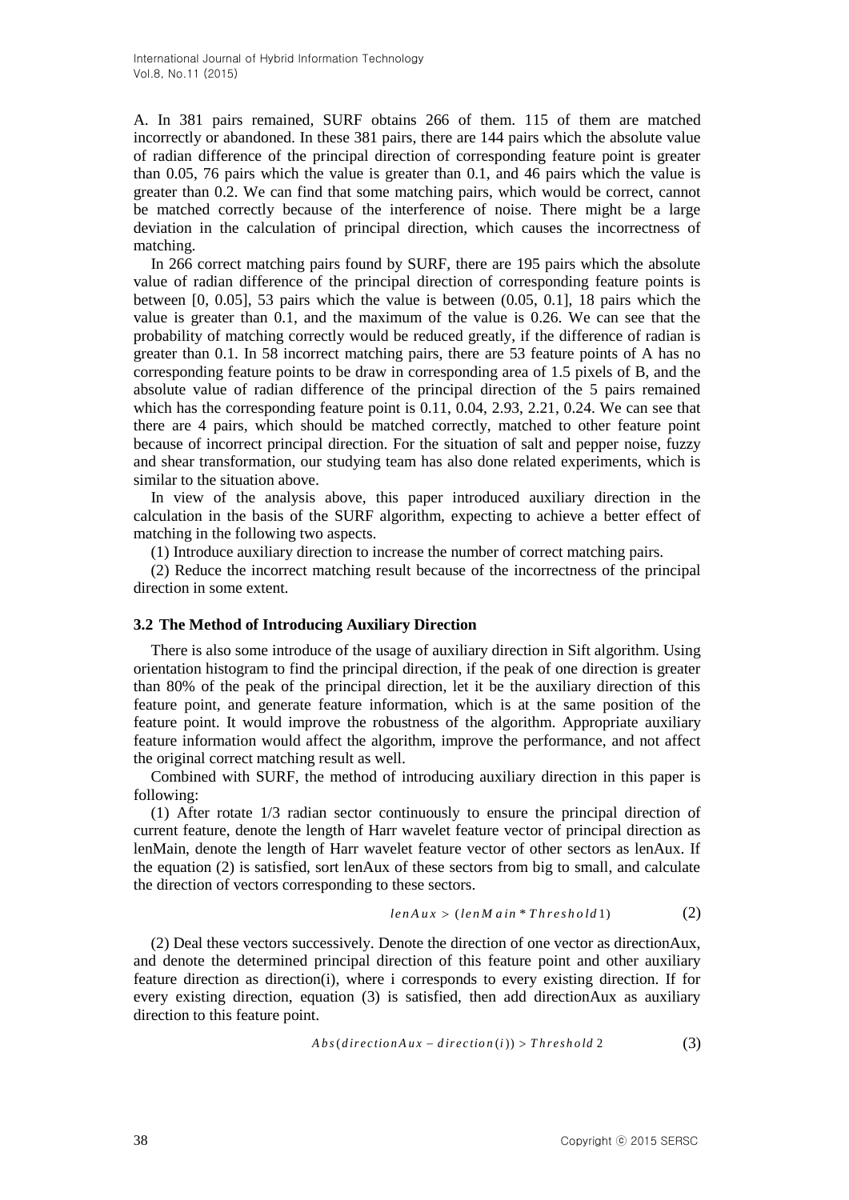A. In 381 pairs remained, SURF obtains 266 of them. 115 of them are matched incorrectly or abandoned. In these 381 pairs, there are 144 pairs which the absolute value of radian difference of the principal direction of corresponding feature point is greater than 0.05, 76 pairs which the value is greater than 0.1, and 46 pairs which the value is greater than 0.2. We can find that some matching pairs, which would be correct, cannot be matched correctly because of the interference of noise. There might be a large deviation in the calculation of principal direction, which causes the incorrectness of matching.

In 266 correct matching pairs found by SURF, there are 195 pairs which the absolute value of radian difference of the principal direction of corresponding feature points is between [0, 0.05], 53 pairs which the value is between (0.05, 0.1], 18 pairs which the value is greater than 0.1, and the maximum of the value is 0.26. We can see that the probability of matching correctly would be reduced greatly, if the difference of radian is greater than 0.1. In 58 incorrect matching pairs, there are 53 feature points of A has no corresponding feature points to be draw in corresponding area of 1.5 pixels of B, and the absolute value of radian difference of the principal direction of the 5 pairs remained which has the corresponding feature point is 0.11, 0.04, 2.93, 2.21, 0.24. We can see that there are 4 pairs, which should be matched correctly, matched to other feature point because of incorrect principal direction. For the situation of salt and pepper noise, fuzzy and shear transformation, our studying team has also done related experiments, which is similar to the situation above.

In view of the analysis above, this paper introduced auxiliary direction in the calculation in the basis of the SURF algorithm, expecting to achieve a better effect of matching in the following two aspects.

(1) Introduce auxiliary direction to increase the number of correct matching pairs.

(2) Reduce the incorrect matching result because of the incorrectness of the principal direction in some extent.

### 3.2 The Method of Introducing Auxiliary Direction

There is also some introduce of the usage of auxiliary direction in Sift algorithm. Using orientation histogram to find the principal direction, if the peak of one direction is greater than 80% of the peak of the principal direction, let it be the auxiliary direction of this feature point, and generate feature information, which is at the same position of the feature point. It would improve the robustness of the algorithm. Appropriate auxiliary feature information would affect the algorithm, improve the performance, and not affect the original correct matching result as well.

Combined with SURF, the method of introducing auxiliary direction in this paper is following:

(1) After rotate 1/3 radian sector continuously to ensure the principal direction of current feature, denote the length of Harr wavelet feature vector of principal direction as lenMain, denote the length of Harr wavelet feature vector of other sectors as lenAux. If the equation (2) is satisfied, sort lenAux of these sectors from big to small, and calculate the direction of vectors corresponding to these sectors.

$$lenAux > (lenMain * Threshold1) \tag{2}$$

(2) Deal these vectors successively. Denote the direction of one vector as directionAux, and denote the determined principal direction of this feature point and other auxiliary feature direction as direction(i), where i corresponds to every existing direction. If for every existing direction, equation (3) is satisfied, then add directionAux as auxiliary direction to this feature point.

$$Abs(directionAux - direction(i)) > Threshold\,2 \tag{3}$$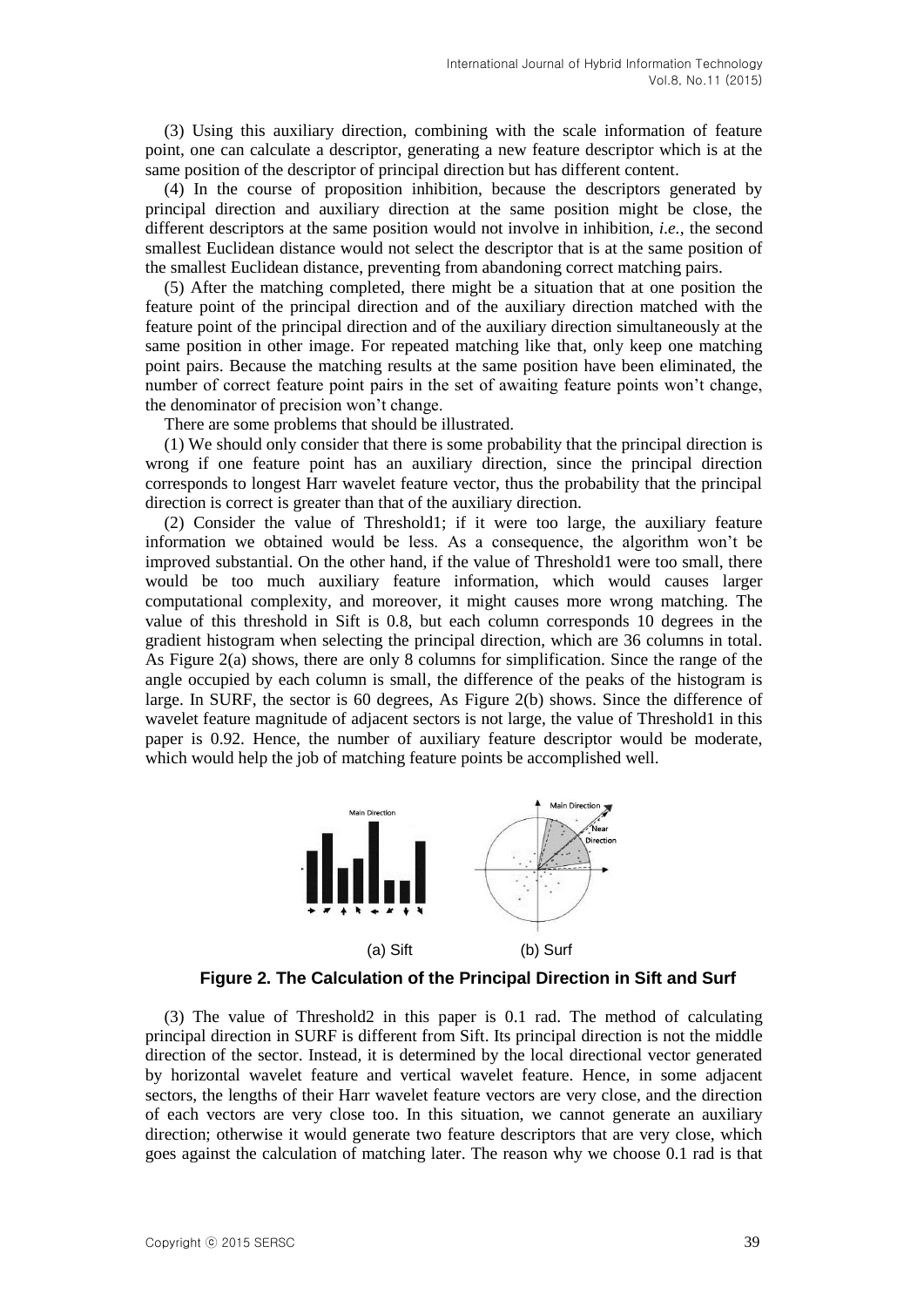(3) Using this auxiliary direction, combining with the scale information of feature point, one can calculate a descriptor, generating a new feature descriptor which is at the same position of the descriptor of principal direction but has different content.

(4) In the course of proposition inhibition, because the descriptors generated by principal direction and auxiliary direction at the same position might be close, the different descriptors at the same position would not involve in inhibition, *i.e.*, the second smallest Euclidean distance would not select the descriptor that is at the same position of the smallest Euclidean distance, preventing from abandoning correct matching pairs.

(5) After the matching completed, there might be a situation that at one position the feature point of the principal direction and of the auxiliary direction matched with the feature point of the principal direction and of the auxiliary direction simultaneously at the same position in other image. For repeated matching like that, only keep one matching point pairs. Because the matching results at the same position have been eliminated, the number of correct feature point pairs in the set of awaiting feature points won't change, the denominator of precision won't change.

There are some problems that should be illustrated.

(1) We should only consider that there is some probability that the principal direction is wrong if one feature point has an auxiliary direction, since the principal direction corresponds to longest Harr wavelet feature vector, thus the probability that the principal direction is correct is greater than that of the auxiliary direction.

(2) Consider the value of Threshold1; if it were too large, the auxiliary feature information we obtained would be less. As a consequence, the algorithm won't be improved substantial. On the other hand, if the value of Threshold1 were too small, there would be too much auxiliary feature information, which would causes larger computational complexity, and moreover, it might causes more wrong matching. The value of this threshold in Sift is 0.8, but each column corresponds 10 degrees in the gradient histogram when selecting the principal direction, which are 36 columns in total. As Figure 2(a) shows, there are only 8 columns for simplification. Since the range of the angle occupied by each column is small, the difference of the peaks of the histogram is large. In SURF, the sector is 60 degrees, As Figure 2(b) shows. Since the difference of wavelet feature magnitude of adjacent sectors is not large, the value of Threshold1 in this paper is 0.92. Hence, the number of auxiliary feature descriptor would be moderate, which would help the job of matching feature points be accomplished well.

(a) Sift (b) Surf

**Figure 2. The Calculation of the Principal Direction in Sift and Surf**

(3) The value of Threshold2 in this paper is 0.1 rad. The method of calculating principal direction in SURF is different from Sift. Its principal direction is not the middle direction of the sector. Instead, it is determined by the local directional vector generated by horizontal wavelet feature and vertical wavelet feature. Hence, in some adjacent sectors, the lengths of their Harr wavelet feature vectors are very close, and the direction of each vectors are very close too. In this situation, we cannot generate an auxiliary direction; otherwise it would generate two feature descriptors that are very close, which goes against the calculation of matching later. The reason why we choose 0.1 rad is that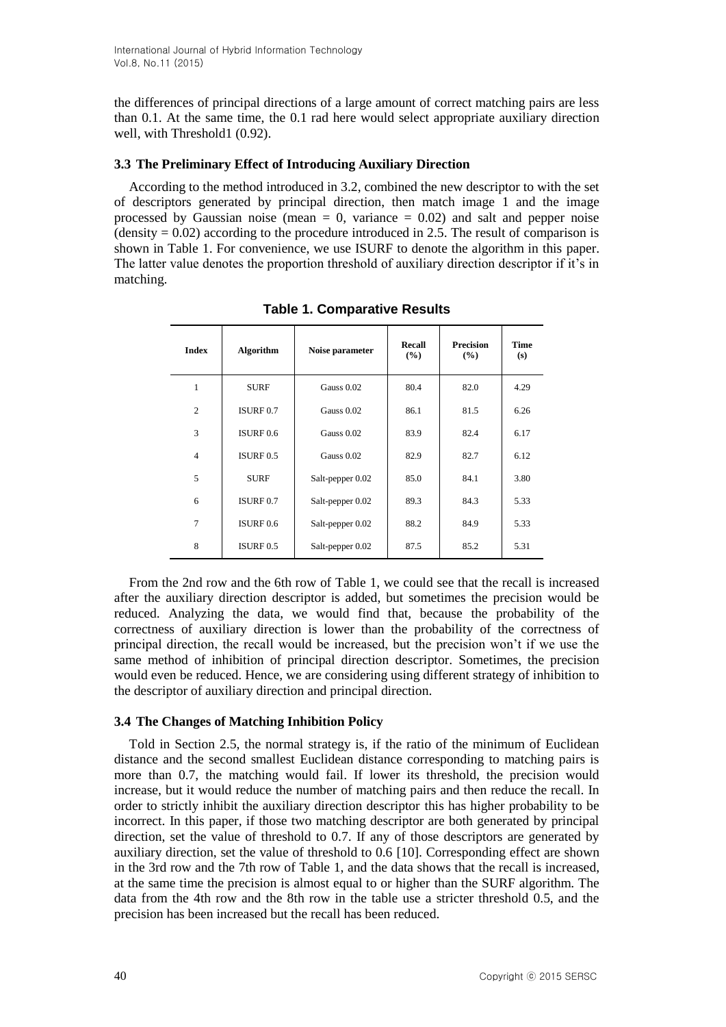the differences of principal directions of a large amount of correct matching pairs are less than 0.1. At the same time, the 0.1 rad here would select appropriate auxiliary direction well, with Threshold1 (0.92).

### 3.3 The Preliminary Effect of Introducing Auxiliary Direction

According to the method introduced in 3.2, combined the new descriptor to with the set of descriptors generated by principal direction, then match image 1 and the image processed by Gaussian noise (mean = 0, variance = 0.02) and salt and pepper noise (density = 0.02) according to the procedure introduced in 2.5. The result of comparison is shown in Table 1. For convenience, we use ISURF to denote the algorithm in this paper. The latter value denotes the proportion threshold of auxiliary direction descriptor if it's in matching.

**Table 1. Comparative Results**

| Index | Algorithm | Noise parameter | Recall (%) | Precision (%) | Time (s) |
|---|---|---|---|---|---|
| 1 | SURF | Gauss 0.02 | 80.4 | 82.0 | 4.29 |
| 2 | ISURF 0.7 | Gauss 0.02 | 86.1 | 81.5 | 6.26 |
| 3 | ISURF 0.6 | Gauss 0.02 | 83.9 | 82.4 | 6.17 |
| 4 | ISURF 0.5 | Gauss 0.02 | 82.9 | 82.7 | 6.12 |
| 5 | SURF | Salt-pepper 0.02 | 85.0 | 84.1 | 3.80 |
| 6 | ISURF 0.7 | Salt-pepper 0.02 | 89.3 | 84.3 | 5.33 |
| 7 | ISURF 0.6 | Salt-pepper 0.02 | 88.2 | 84.9 | 5.33 |
| 8 | ISURF 0.5 | Salt-pepper 0.02 | 87.5 | 85.2 | 5.31 |

From the 2nd row and the 6th row of Table 1, we could see that the recall is increased after the auxiliary direction descriptor is added, but sometimes the precision would be reduced. Analyzing the data, we would find that, because the probability of the correctness of auxiliary direction is lower than the probability of the correctness of principal direction, the recall would be increased, but the precision won't if we use the same method of inhibition of principal direction descriptor. Sometimes, the precision would even be reduced. Hence, we are considering using different strategy of inhibition to the descriptor of auxiliary direction and principal direction.

### 3.4 The Changes of Matching Inhibition Policy

Told in Section 2.5, the normal strategy is, if the ratio of the minimum of Euclidean distance and the second smallest Euclidean distance corresponding to matching pairs is more than 0.7, the matching would fail. If lower its threshold, the precision would increase, but it would reduce the number of matching pairs and then reduce the recall. In order to strictly inhibit the auxiliary direction descriptor this has higher probability to be incorrect. In this paper, if those two matching descriptor are both generated by principal direction, set the value of threshold to 0.7. If any of those descriptors are generated by auxiliary direction, set the value of threshold to 0.6 [10]. Corresponding effect are shown in the 3rd row and the 7th row of Table 1, and the data shows that the recall is increased, at the same time the precision is almost equal to or higher than the SURF algorithm. The data from the 4th row and the 8th row in the table use a stricter threshold 0.5, and the precision has been increased but the recall has been reduced.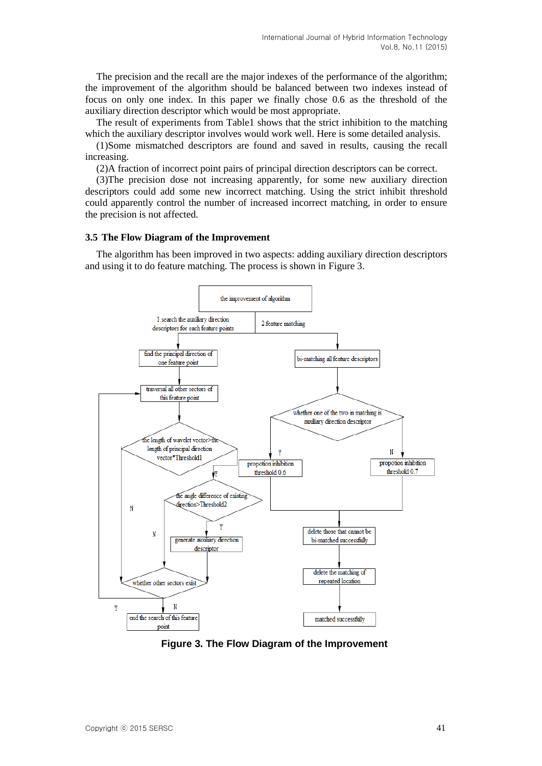The precision and the recall are the major indexes of the performance of the algorithm; the improvement of the algorithm should be balanced between two indexes instead of focus on only one index. In this paper we finally chose 0.6 as the threshold of the auxiliary direction descriptor which would be most appropriate.

The result of experiments from Table1 shows that the strict inhibition to the matching which the auxiliary descriptor involves would work well. Here is some detailed analysis.

(1)Some mismatched descriptors are found and saved in results, causing the recall increasing.

(2)A fraction of incorrect point pairs of principal direction descriptors can be correct.

(3)The precision dose not increasing apparently, for some new auxiliary direction descriptors could add some new incorrect matching. Using the strict inhibit threshold could apparently control the number of increased incorrect matching, in order to ensure the precision is not affected.

### 3.5 The Flow Diagram of the Improvement

The algorithm has been improved in two aspects: adding auxiliary direction descriptors and using it to do feature matching. The process is shown in Figure 3.

**Figure 3. The Flow Diagram of the Improvement**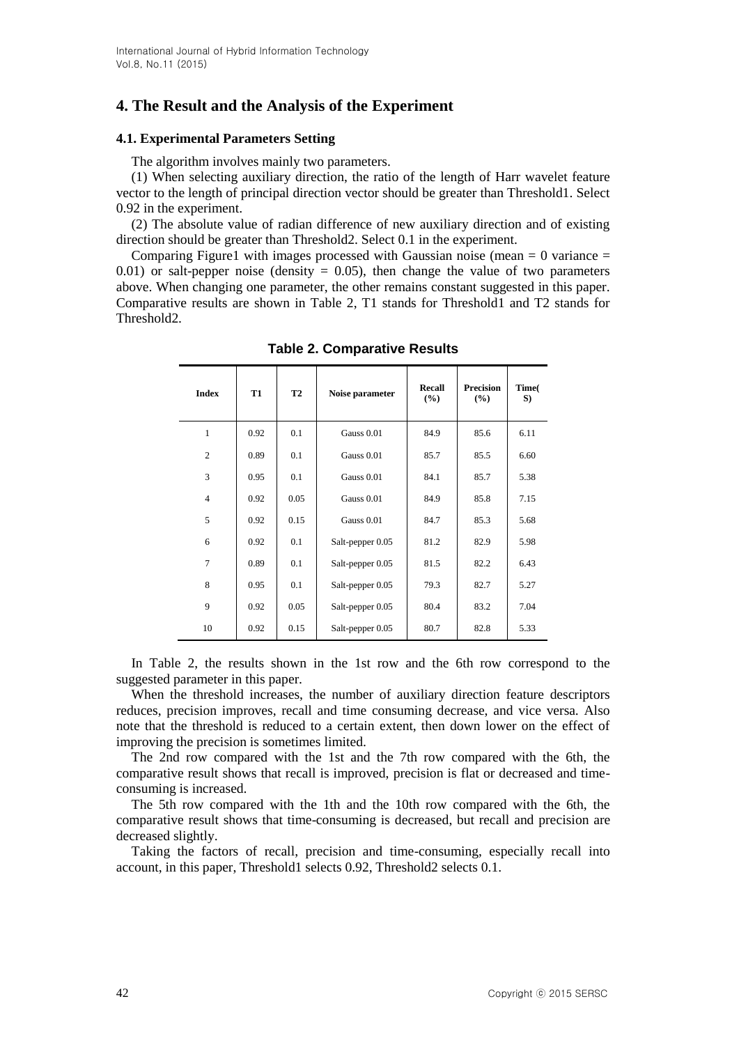## 4. The Result and the Analysis of the Experiment

### 4.1. Experimental Parameters Setting

The algorithm involves mainly two parameters.

(1) When selecting auxiliary direction, the ratio of the length of Harr wavelet feature vector to the length of principal direction vector should be greater than Threshold1. Select 0.92 in the experiment.

(2) The absolute value of radian difference of new auxiliary direction and of existing direction should be greater than Threshold2. Select 0.1 in the experiment.

Comparing Figure1 with images processed with Gaussian noise (mean = 0 variance = 0.01) or salt-pepper noise (density = 0.05), then change the value of two parameters above. When changing one parameter, the other remains constant suggested in this paper. Comparative results are shown in Table 2, T1 stands for Threshold1 and T2 stands for Threshold2.

**Table 2. Comparative Results**

| Index | T1 | T2 | Noise parameter | Recall (%) | Precision (%) | Time( S) |
|---|---|---|---|---|---|---|
| 1 | 0.92 | 0.1 | Gauss 0.01 | 84.9 | 85.6 | 6.11 |
| 2 | 0.89 | 0.1 | Gauss 0.01 | 85.7 | 85.5 | 6.60 |
| 3 | 0.95 | 0.1 | Gauss 0.01 | 84.1 | 85.7 | 5.38 |
| 4 | 0.92 | 0.05 | Gauss 0.01 | 84.9 | 85.8 | 7.15 |
| 5 | 0.92 | 0.15 | Gauss 0.01 | 84.7 | 85.3 | 5.68 |
| 6 | 0.92 | 0.1 | Salt-pepper 0.05 | 81.2 | 82.9 | 5.98 |
| 7 | 0.89 | 0.1 | Salt-pepper 0.05 | 81.5 | 82.2 | 6.43 |
| 8 | 0.95 | 0.1 | Salt-pepper 0.05 | 79.3 | 82.7 | 5.27 |
| 9 | 0.92 | 0.05 | Salt-pepper 0.05 | 80.4 | 83.2 | 7.04 |
| 10 | 0.92 | 0.15 | Salt-pepper 0.05 | 80.7 | 82.8 | 5.33 |

In Table 2, the results shown in the 1st row and the 6th row correspond to the suggested parameter in this paper.

When the threshold increases, the number of auxiliary direction feature descriptors reduces, precision improves, recall and time consuming decrease, and vice versa. Also note that the threshold is reduced to a certain extent, then down lower on the effect of improving the precision is sometimes limited.

The 2nd row compared with the 1st and the 7th row compared with the 6th, the comparative result shows that recall is improved, precision is flat or decreased and time-consuming is increased.

The 5th row compared with the 1th and the 10th row compared with the 6th, the comparative result shows that time-consuming is decreased, but recall and precision are decreased slightly.

Taking the factors of recall, precision and time-consuming, especially recall into account, in this paper, Threshold1 selects 0.92, Threshold2 selects 0.1.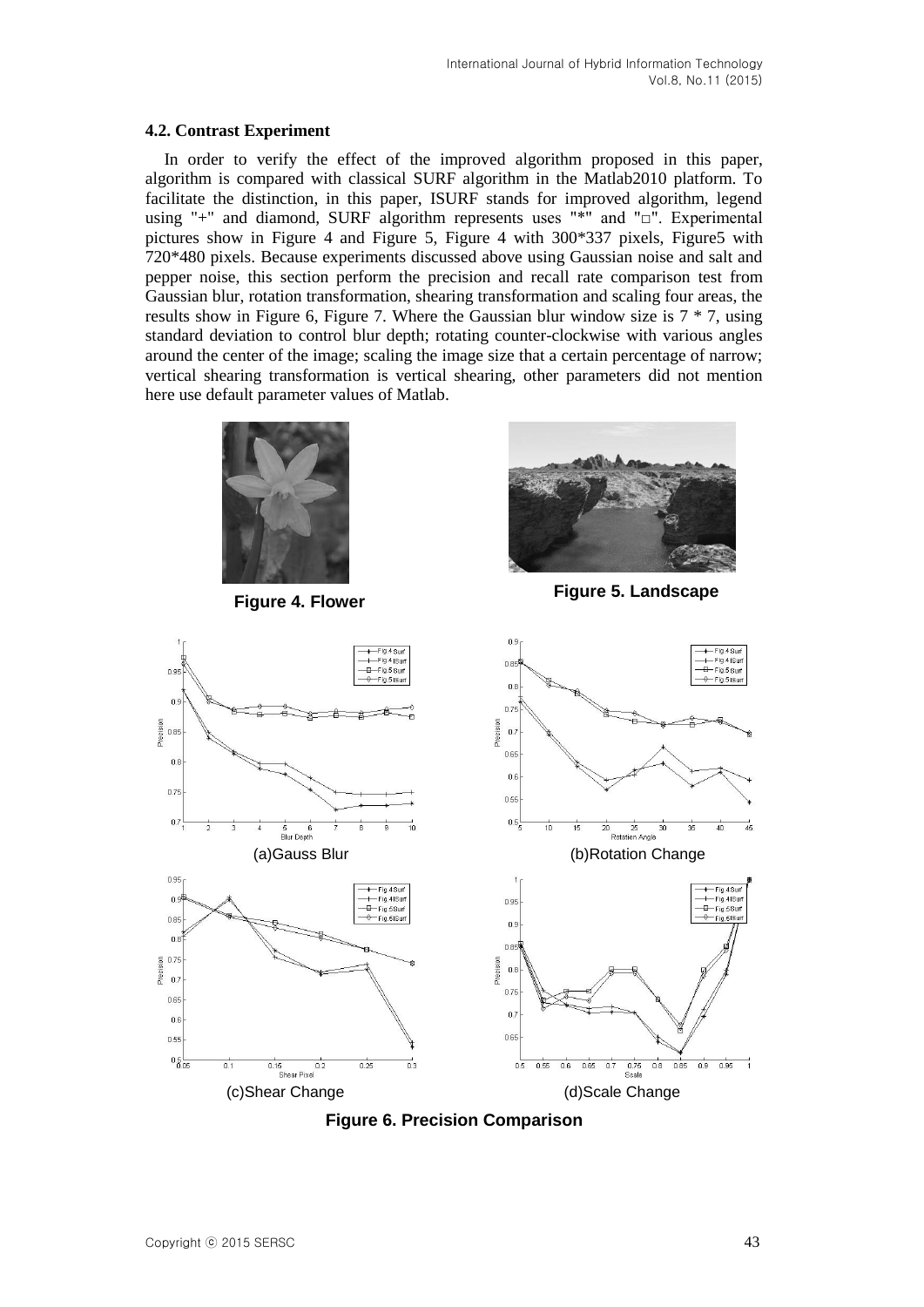### 4.2. Contrast Experiment

In order to verify the effect of the improved algorithm proposed in this paper, algorithm is compared with classical SURF algorithm in the Matlab2010 platform. To facilitate the distinction, in this paper, ISURF stands for improved algorithm, legend using "+" and diamond, SURF algorithm represents uses "*" and "□". Experimental pictures show in Figure 4 and Figure 5, Figure 4 with 300*337 pixels, Figure5 with 720*480 pixels. Because experiments discussed above using Gaussian noise and salt and pepper noise, this section perform the precision and recall rate comparison test from Gaussian blur, rotation transformation, shearing transformation and scaling four areas, the results show in Figure 6, Figure 7. Where the Gaussian blur window size is 7 * 7, using standard deviation to control blur depth; rotating counter-clockwise with various angles around the center of the image; scaling the image size that a certain percentage of narrow; vertical shearing transformation is vertical shearing, other parameters did not mention here use default parameter values of Matlab.

**Figure 4. Flower**

**Figure 5. Landscape**

(a)Gauss Blur

(b)Rotation Change

(c)Shear Change

(d)Scale Change

**Figure 6. Precision Comparison**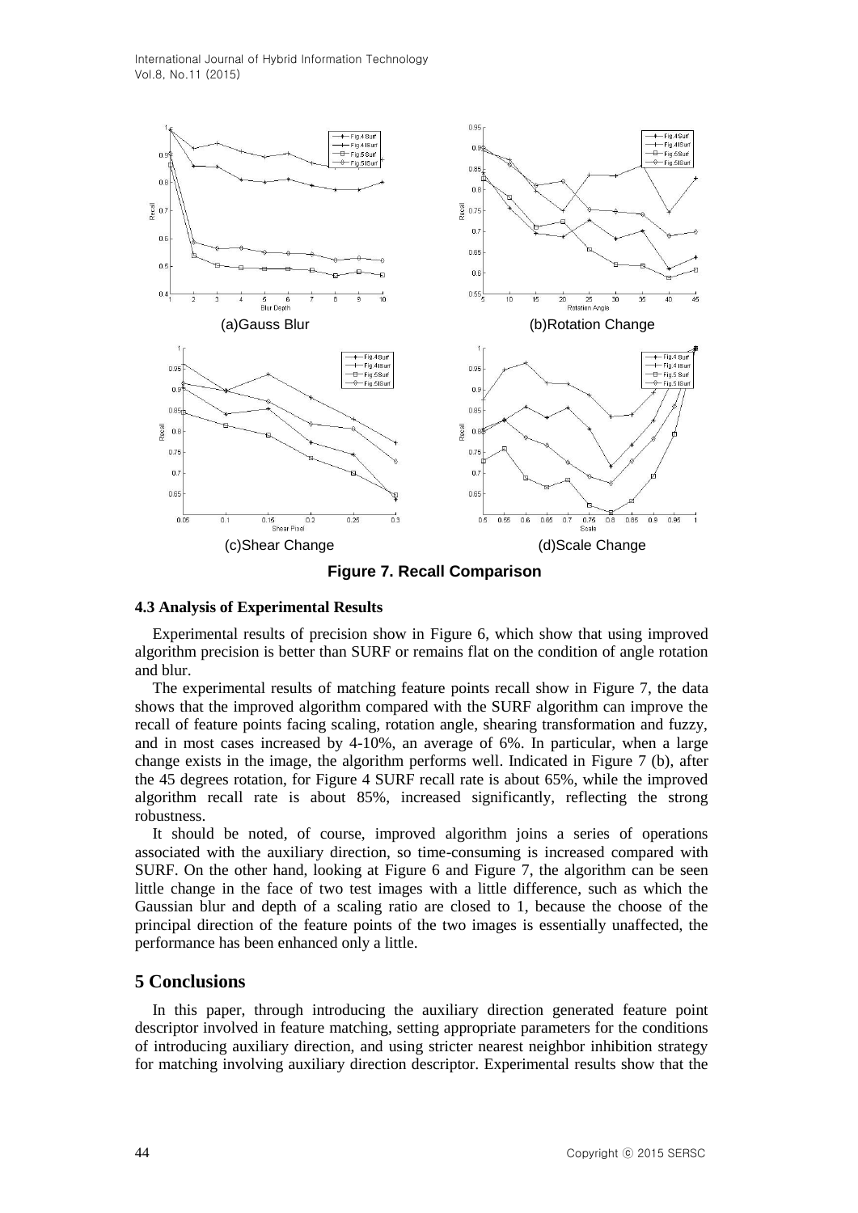(a)Gauss Blur

(b)Rotation Change

(c)Shear Change

(d)Scale Change

**Figure 7. Recall Comparison**

### 4.3 Analysis of Experimental Results

Experimental results of precision show in Figure 6, which show that using improved algorithm precision is better than SURF or remains flat on the condition of angle rotation and blur.

The experimental results of matching feature points recall show in Figure 7, the data shows that the improved algorithm compared with the SURF algorithm can improve the recall of feature points facing scaling, rotation angle, shearing transformation and fuzzy, and in most cases increased by 4-10%, an average of 6%. In particular, when a large change exists in the image, the algorithm performs well. Indicated in Figure 7 (b), after the 45 degrees rotation, for Figure 4 SURF recall rate is about 65%, while the improved algorithm recall rate is about 85%, increased significantly, reflecting the strong robustness.

It should be noted, of course, improved algorithm joins a series of operations associated with the auxiliary direction, so time-consuming is increased compared with SURF. On the other hand, looking at Figure 6 and Figure 7, the algorithm can be seen little change in the face of two test images with a little difference, such as which the Gaussian blur and depth of a scaling ratio are closed to 1, because the choose of the principal direction of the feature points of the two images is essentially unaffected, the performance has been enhanced only a little.

## 5 Conclusions

In this paper, through introducing the auxiliary direction generated feature point descriptor involved in feature matching, setting appropriate parameters for the conditions of introducing auxiliary direction, and using stricter nearest neighbor inhibition strategy for matching involving auxiliary direction descriptor. Experimental results show that the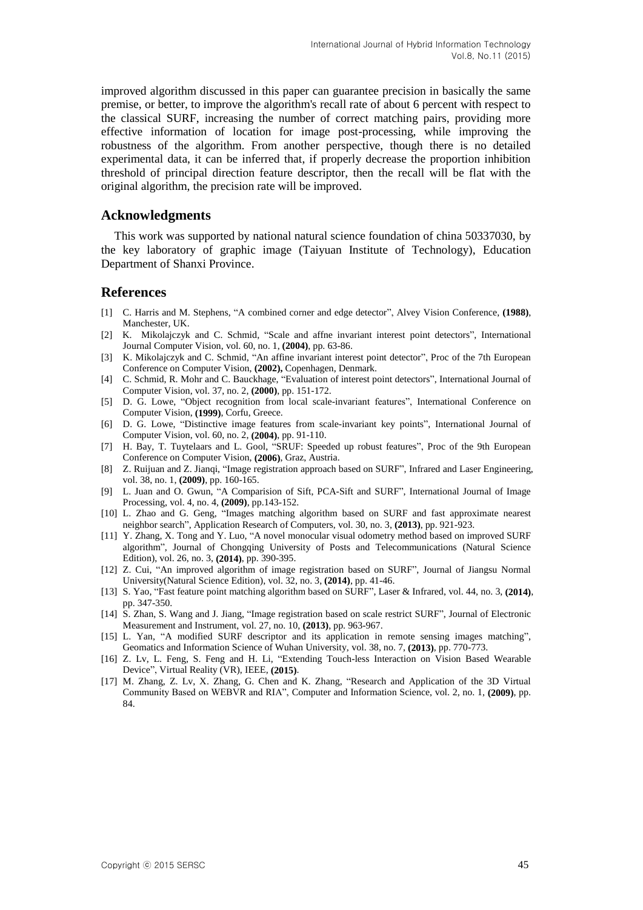improved algorithm discussed in this paper can guarantee precision in basically the same premise, or better, to improve the algorithm's recall rate of about 6 percent with respect to the classical SURF, increasing the number of correct matching pairs, providing more effective information of location for image post-processing, while improving the robustness of the algorithm. From another perspective, though there is no detailed experimental data, it can be inferred that, if properly decrease the proportion inhibition threshold of principal direction feature descriptor, then the recall will be flat with the original algorithm, the precision rate will be improved.

## Acknowledgments

This work was supported by national natural science foundation of china 50337030, by the key laboratory of graphic image (Taiyuan Institute of Technology), Education Department of Shanxi Province.

## References

[1] C. Harris and M. Stephens, "A combined corner and edge detector", Alvey Vision Conference, **(1988)**, Manchester, UK.

[2] K. Mikolajczyk and C. Schmid, "Scale and affne invariant interest point detectors", International Journal Computer Vision, vol. 60, no. 1, **(2004)**, pp. 63-86.

[3] K. Mikolajczyk and C. Schmid, "An affine invariant interest point detector", Proc of the 7th European Conference on Computer Vision, **(2002),** Copenhagen, Denmark.

[4] C. Schmid, R. Mohr and C. Bauckhage, "Evaluation of interest point detectors", International Journal of Computer Vision, vol. 37, no. 2, **(2000)**, pp. 151-172.

[5] D. G. Lowe, "Object recognition from local scale-invariant features", International Conference on Computer Vision, **(1999)**, Corfu, Greece.

[6] D. G. Lowe, "Distinctive image features from scale-invariant key points", International Journal of Computer Vision, vol. 60, no. 2, **(2004)**, pp. 91-110.

[7] H. Bay, T. Tuytelaars and L. Gool, "SRUF: Speeded up robust features", Proc of the 9th European Conference on Computer Vision, **(2006)**, Graz, Austria.

[8] Z. Ruijuan and Z. Jianqi, "Image registration approach based on SURF", Infrared and Laser Engineering, vol. 38, no. 1, **(2009)**, pp. 160-165.

[9] L. Juan and O. Gwun, "A Comparision of Sift, PCA-Sift and SURF", International Journal of Image Processing, vol. 4, no. 4, **(2009)**, pp.143-152.

[10] L. Zhao and G. Geng, "Images matching algorithm based on SURF and fast approximate nearest neighbor search", Application Research of Computers, vol. 30, no. 3, **(2013)**, pp. 921-923.

[11] Y. Zhang, X. Tong and Y. Luo, "A novel monocular visual odometry method based on improved SURF algorithm", Journal of Chongqing University of Posts and Telecommunications (Natural Science Edition), vol. 26, no. 3, **(2014)**, pp. 390-395.

[12] Z. Cui, "An improved algorithm of image registration based on SURF", Journal of Jiangsu Normal University(Natural Science Edition), vol. 32, no. 3, **(2014)**, pp. 41-46.

[13] S. Yao, "Fast feature point matching algorithm based on SURF", Laser & Infrared, vol. 44, no. 3, **(2014)**, pp. 347-350.

[14] S. Zhan, S. Wang and J. Jiang, "Image registration based on scale restrict SURF", Journal of Electronic Measurement and Instrument, vol. 27, no. 10, **(2013)**, pp. 963-967.

[15] L. Yan, "A modified SURF descriptor and its application in remote sensing images matching", Geomatics and Information Science of Wuhan University, vol. 38, no. 7, **(2013)**, pp. 770-773.

[16] Z. Lv, L. Feng, S. Feng and H. Li, "Extending Touch-less Interaction on Vision Based Wearable Device", Virtual Reality (VR), IEEE, **(2015)**.

[17] M. Zhang, Z. Lv, X. Zhang, G. Chen and K. Zhang, "Research and Application of the 3D Virtual Community Based on WEBVR and RIA", Computer and Information Science, vol. 2, no. 1, **(2009)**, pp. 84.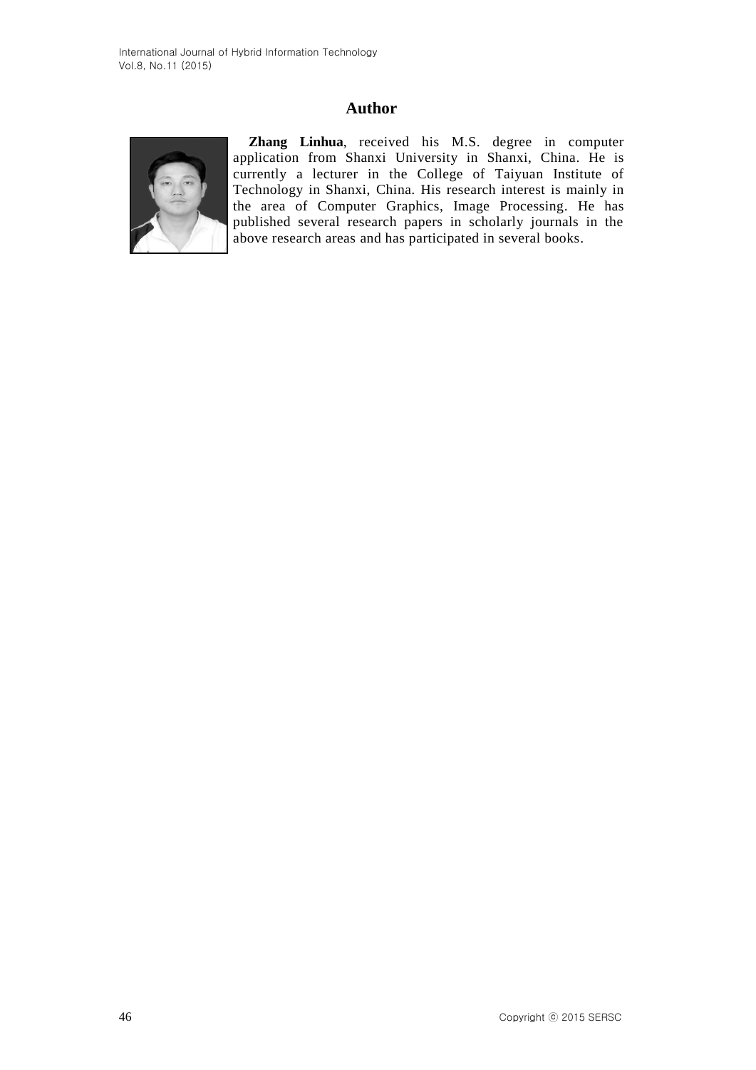## Author

**Zhang Linhua**, received his M.S. degree in computer application from Shanxi University in Shanxi, China. He is currently a lecturer in the College of Taiyuan Institute of Technology in Shanxi, China. His research interest is mainly in the area of Computer Graphics, Image Processing. He has published several research papers in scholarly journals in the above research areas and has participated in several books.